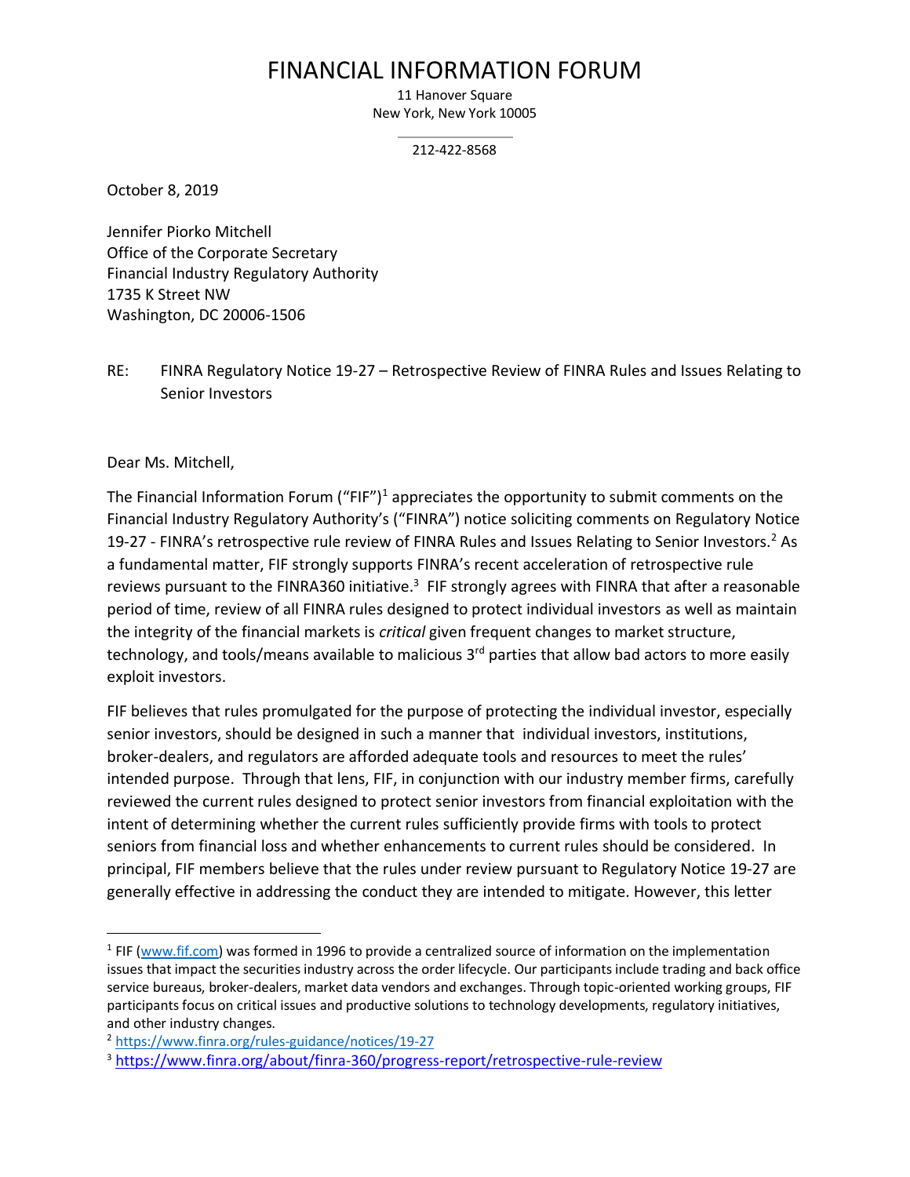# FINANCIAL INFORMATION FORUM

11 Hanover Square
New York, New York 10005

212-422-8568

October 8, 2019

Jennifer Piorko Mitchell
Office of the Corporate Secretary
Financial Industry Regulatory Authority
1735 K Street NW
Washington, DC 20006-1506

RE: FINRA Regulatory Notice 19-27 – Retrospective Review of FINRA Rules and Issues Relating to Senior Investors

Dear Ms. Mitchell,

The Financial Information Forum ("FIF")[1] appreciates the opportunity to submit comments on the Financial Industry Regulatory Authority's ("FINRA") notice soliciting comments on Regulatory Notice 19-27 - FINRA's retrospective rule review of FINRA Rules and Issues Relating to Senior Investors.[2] As a fundamental matter, FIF strongly supports FINRA's recent acceleration of retrospective rule reviews pursuant to the FINRA360 initiative.[3] FIF strongly agrees with FINRA that after a reasonable period of time, review of all FINRA rules designed to protect individual investors as well as maintain the integrity of the financial markets is *critical* given frequent changes to market structure, technology, and tools/means available to malicious 3rd parties that allow bad actors to more easily exploit investors.

FIF believes that rules promulgated for the purpose of protecting the individual investor, especially senior investors, should be designed in such a manner that individual investors, institutions, broker-dealers, and regulators are afforded adequate tools and resources to meet the rules' intended purpose. Through that lens, FIF, in conjunction with our industry member firms, carefully reviewed the current rules designed to protect senior investors from financial exploitation with the intent of determining whether the current rules sufficiently provide firms with tools to protect seniors from financial loss and whether enhancements to current rules should be considered. In principal, FIF members believe that the rules under review pursuant to Regulatory Notice 19-27 are generally effective in addressing the conduct they are intended to mitigate. However, this letter

---

[1] FIF (www.fif.com) was formed in 1996 to provide a centralized source of information on the implementation issues that impact the securities industry across the order lifecycle. Our participants include trading and back office service bureaus, broker-dealers, market data vendors and exchanges. Through topic-oriented working groups, FIF participants focus on critical issues and productive solutions to technology developments, regulatory initiatives, and other industry changes.

[2] https://www.finra.org/rules-guidance/notices/19-27

[3] https://www.finra.org/about/finra-360/progress-report/retrospective-rule-review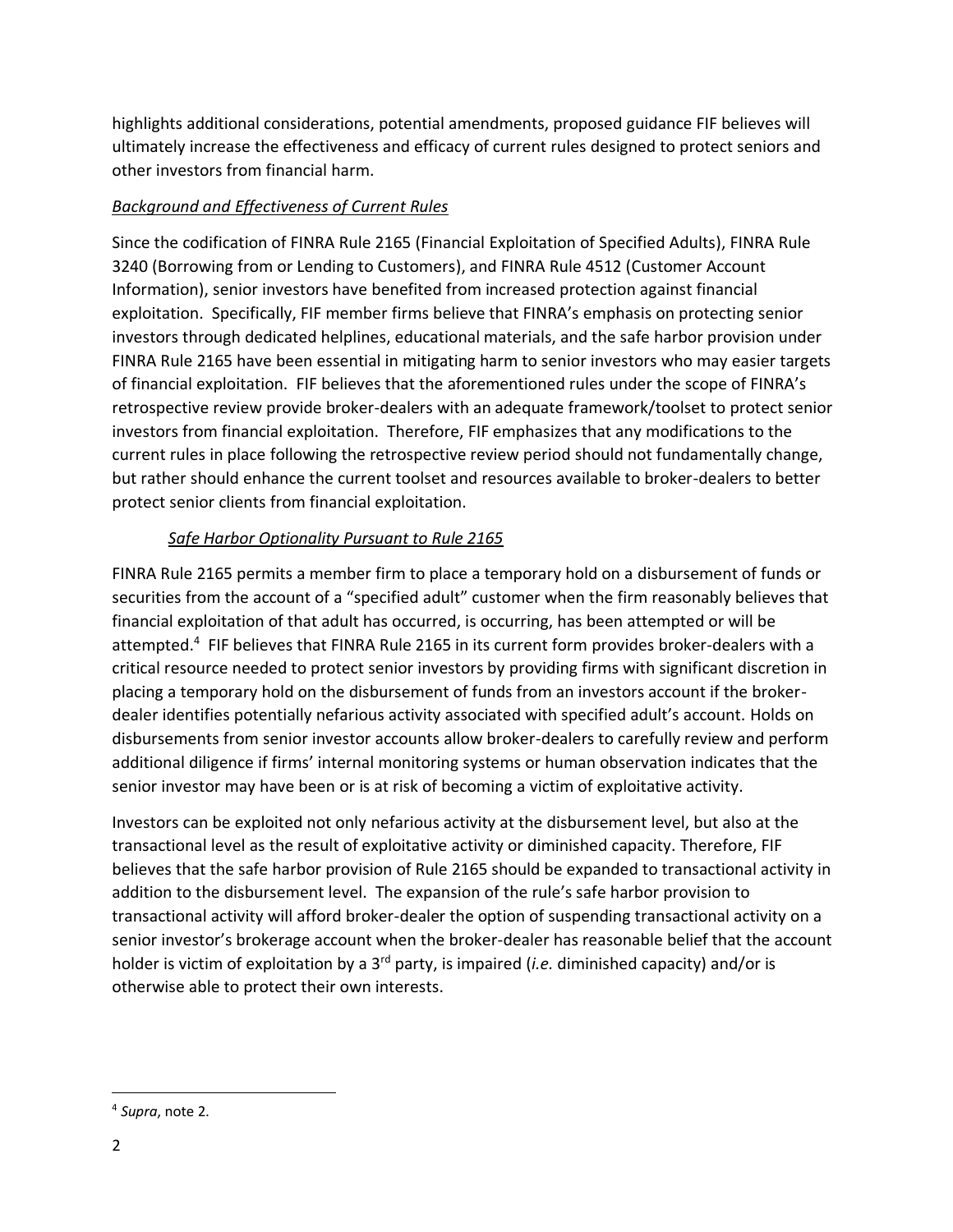highlights additional considerations, potential amendments, proposed guidance FIF believes will ultimately increase the effectiveness and efficacy of current rules designed to protect seniors and other investors from financial harm.

*Background and Effectiveness of Current Rules*

Since the codification of FINRA Rule 2165 (Financial Exploitation of Specified Adults), FINRA Rule 3240 (Borrowing from or Lending to Customers), and FINRA Rule 4512 (Customer Account Information), senior investors have benefited from increased protection against financial exploitation. Specifically, FIF member firms believe that FINRA's emphasis on protecting senior investors through dedicated helplines, educational materials, and the safe harbor provision under FINRA Rule 2165 have been essential in mitigating harm to senior investors who may easier targets of financial exploitation. FIF believes that the aforementioned rules under the scope of FINRA's retrospective review provide broker-dealers with an adequate framework/toolset to protect senior investors from financial exploitation. Therefore, FIF emphasizes that any modifications to the current rules in place following the retrospective review period should not fundamentally change, but rather should enhance the current toolset and resources available to broker-dealers to better protect senior clients from financial exploitation.

*Safe Harbor Optionality Pursuant to Rule 2165*

FINRA Rule 2165 permits a member firm to place a temporary hold on a disbursement of funds or securities from the account of a "specified adult" customer when the firm reasonably believes that financial exploitation of that adult has occurred, is occurring, has been attempted or will be attempted.[4] FIF believes that FINRA Rule 2165 in its current form provides broker-dealers with a critical resource needed to protect senior investors by providing firms with significant discretion in placing a temporary hold on the disbursement of funds from an investors account if the broker-dealer identifies potentially nefarious activity associated with specified adult's account. Holds on disbursements from senior investor accounts allow broker-dealers to carefully review and perform additional diligence if firms' internal monitoring systems or human observation indicates that the senior investor may have been or is at risk of becoming a victim of exploitative activity.

Investors can be exploited not only nefarious activity at the disbursement level, but also at the transactional level as the result of exploitative activity or diminished capacity. Therefore, FIF believes that the safe harbor provision of Rule 2165 should be expanded to transactional activity in addition to the disbursement level. The expansion of the rule's safe harbor provision to transactional activity will afford broker-dealer the option of suspending transactional activity on a senior investor's brokerage account when the broker-dealer has reasonable belief that the account holder is victim of exploitation by a 3rd party, is impaired (*i.e.* diminished capacity) and/or is otherwise able to protect their own interests.

---

[4] *Supra*, note 2.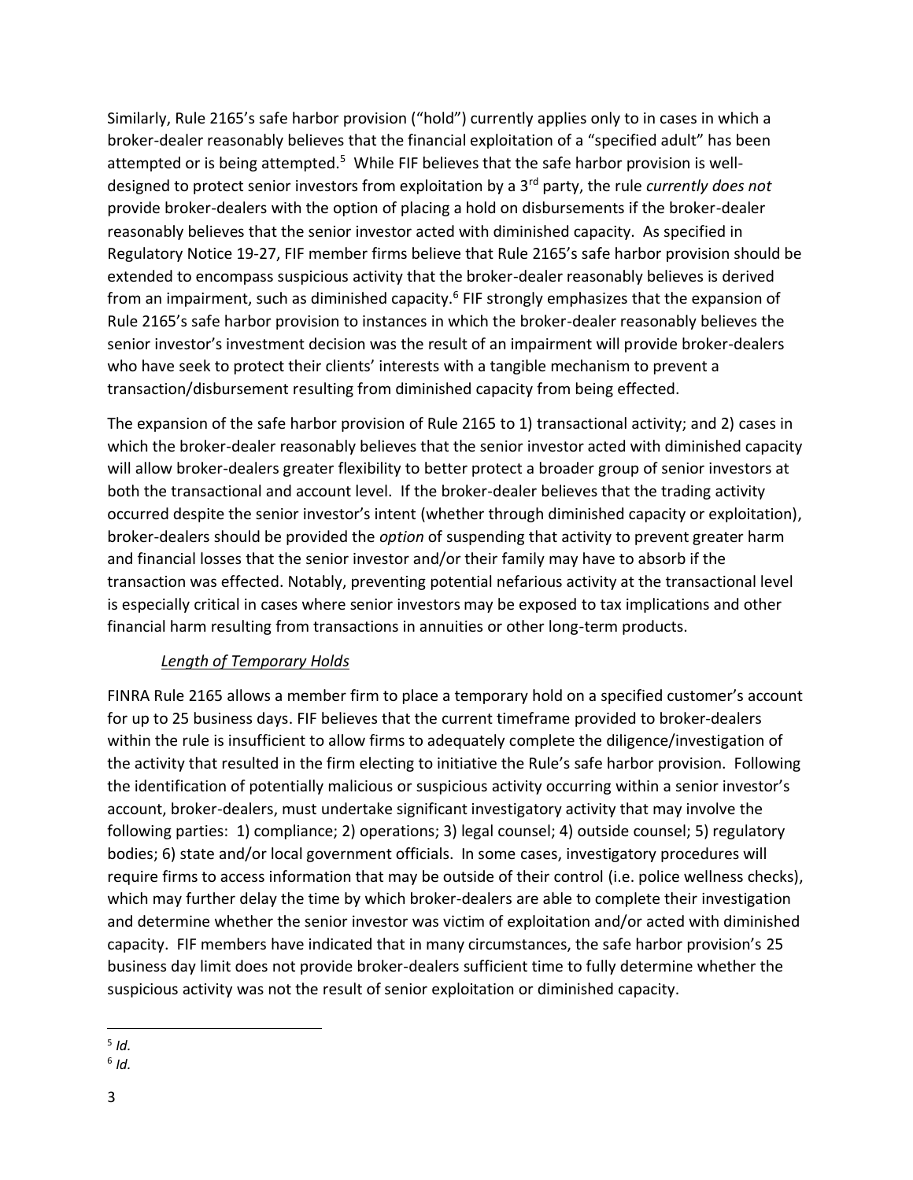Similarly, Rule 2165's safe harbor provision ("hold") currently applies only to in cases in which a broker-dealer reasonably believes that the financial exploitation of a "specified adult" has been attempted or is being attempted.[5] While FIF believes that the safe harbor provision is well-designed to protect senior investors from exploitation by a 3rd party, the rule *currently does not* provide broker-dealers with the option of placing a hold on disbursements if the broker-dealer reasonably believes that the senior investor acted with diminished capacity. As specified in Regulatory Notice 19-27, FIF member firms believe that Rule 2165's safe harbor provision should be extended to encompass suspicious activity that the broker-dealer reasonably believes is derived from an impairment, such as diminished capacity.[6] FIF strongly emphasizes that the expansion of Rule 2165's safe harbor provision to instances in which the broker-dealer reasonably believes the senior investor's investment decision was the result of an impairment will provide broker-dealers who have seek to protect their clients' interests with a tangible mechanism to prevent a transaction/disbursement resulting from diminished capacity from being effected.

The expansion of the safe harbor provision of Rule 2165 to 1) transactional activity; and 2) cases in which the broker-dealer reasonably believes that the senior investor acted with diminished capacity will allow broker-dealers greater flexibility to better protect a broader group of senior investors at both the transactional and account level. If the broker-dealer believes that the trading activity occurred despite the senior investor's intent (whether through diminished capacity or exploitation), broker-dealers should be provided the *option* of suspending that activity to prevent greater harm and financial losses that the senior investor and/or their family may have to absorb if the transaction was effected. Notably, preventing potential nefarious activity at the transactional level is especially critical in cases where senior investors may be exposed to tax implications and other financial harm resulting from transactions in annuities or other long-term products.

*Length of Temporary Holds*

FINRA Rule 2165 allows a member firm to place a temporary hold on a specified customer's account for up to 25 business days. FIF believes that the current timeframe provided to broker-dealers within the rule is insufficient to allow firms to adequately complete the diligence/investigation of the activity that resulted in the firm electing to initiative the Rule's safe harbor provision. Following the identification of potentially malicious or suspicious activity occurring within a senior investor's account, broker-dealers, must undertake significant investigatory activity that may involve the following parties: 1) compliance; 2) operations; 3) legal counsel; 4) outside counsel; 5) regulatory bodies; 6) state and/or local government officials. In some cases, investigatory procedures will require firms to access information that may be outside of their control (i.e. police wellness checks), which may further delay the time by which broker-dealers are able to complete their investigation and determine whether the senior investor was victim of exploitation and/or acted with diminished capacity. FIF members have indicated that in many circumstances, the safe harbor provision's 25 business day limit does not provide broker-dealers sufficient time to fully determine whether the suspicious activity was not the result of senior exploitation or diminished capacity.

---

[5] *Id.*

[6] *Id.*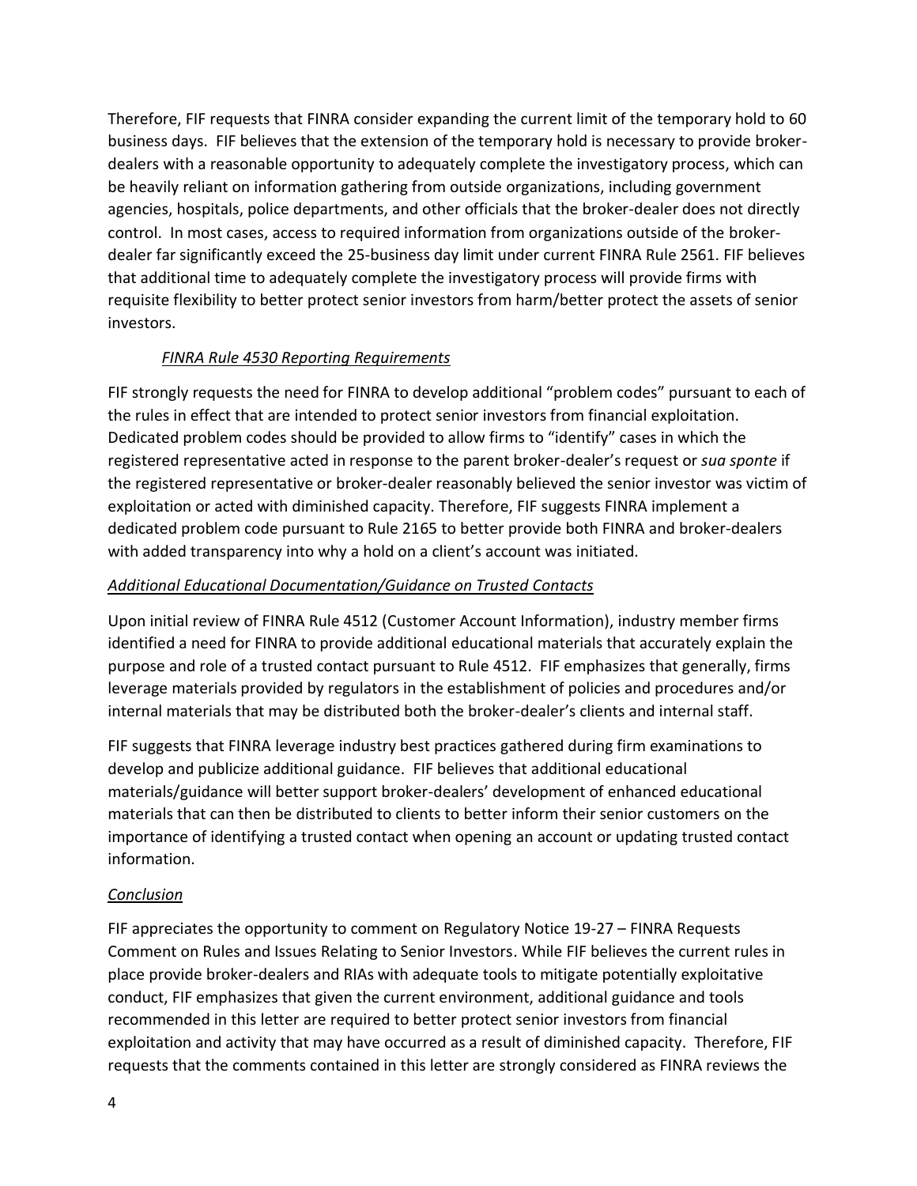Therefore, FIF requests that FINRA consider expanding the current limit of the temporary hold to 60 business days. FIF believes that the extension of the temporary hold is necessary to provide broker-dealers with a reasonable opportunity to adequately complete the investigatory process, which can be heavily reliant on information gathering from outside organizations, including government agencies, hospitals, police departments, and other officials that the broker-dealer does not directly control. In most cases, access to required information from organizations outside of the broker-dealer far significantly exceed the 25-business day limit under current FINRA Rule 2561. FIF believes that additional time to adequately complete the investigatory process will provide firms with requisite flexibility to better protect senior investors from harm/better protect the assets of senior investors.

*FINRA Rule 4530 Reporting Requirements*

FIF strongly requests the need for FINRA to develop additional "problem codes" pursuant to each of the rules in effect that are intended to protect senior investors from financial exploitation. Dedicated problem codes should be provided to allow firms to "identify" cases in which the registered representative acted in response to the parent broker-dealer's request or *sua sponte* if the registered representative or broker-dealer reasonably believed the senior investor was victim of exploitation or acted with diminished capacity. Therefore, FIF suggests FINRA implement a dedicated problem code pursuant to Rule 2165 to better provide both FINRA and broker-dealers with added transparency into why a hold on a client's account was initiated.

*Additional Educational Documentation/Guidance on Trusted Contacts*

Upon initial review of FINRA Rule 4512 (Customer Account Information), industry member firms identified a need for FINRA to provide additional educational materials that accurately explain the purpose and role of a trusted contact pursuant to Rule 4512. FIF emphasizes that generally, firms leverage materials provided by regulators in the establishment of policies and procedures and/or internal materials that may be distributed both the broker-dealer's clients and internal staff.

FIF suggests that FINRA leverage industry best practices gathered during firm examinations to develop and publicize additional guidance. FIF believes that additional educational materials/guidance will better support broker-dealers' development of enhanced educational materials that can then be distributed to clients to better inform their senior customers on the importance of identifying a trusted contact when opening an account or updating trusted contact information.

*Conclusion*

FIF appreciates the opportunity to comment on Regulatory Notice 19-27 – FINRA Requests Comment on Rules and Issues Relating to Senior Investors. While FIF believes the current rules in place provide broker-dealers and RIAs with adequate tools to mitigate potentially exploitative conduct, FIF emphasizes that given the current environment, additional guidance and tools recommended in this letter are required to better protect senior investors from financial exploitation and activity that may have occurred as a result of diminished capacity. Therefore, FIF requests that the comments contained in this letter are strongly considered as FINRA reviews the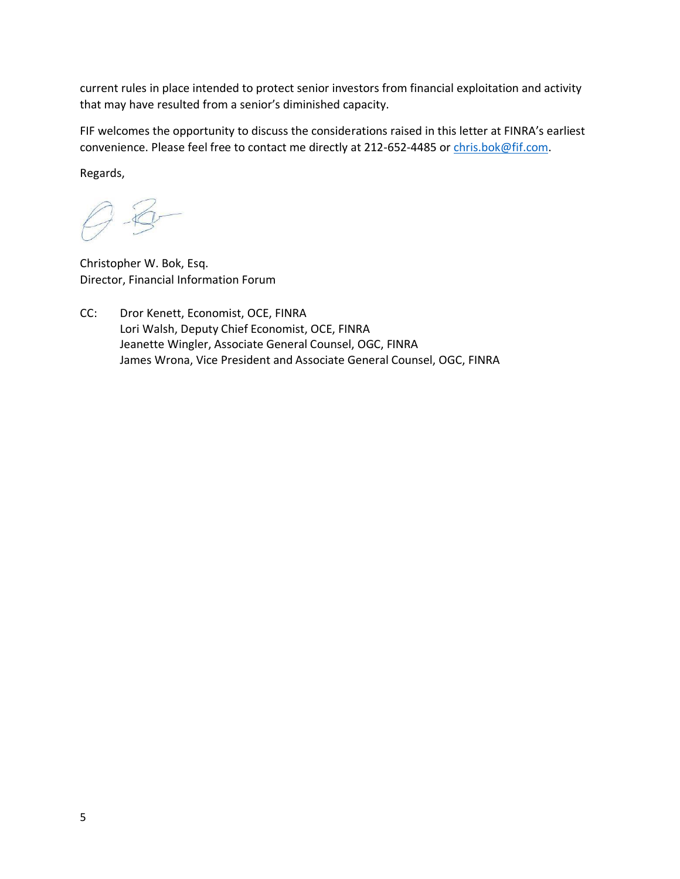current rules in place intended to protect senior investors from financial exploitation and activity that may have resulted from a senior's diminished capacity.

FIF welcomes the opportunity to discuss the considerations raised in this letter at FINRA's earliest convenience. Please feel free to contact me directly at 212-652-4485 or chris.bok@fif.com.

Regards,

Christopher W. Bok, Esq.
Director, Financial Information Forum

CC: Dror Kenett, Economist, OCE, FINRA
Lori Walsh, Deputy Chief Economist, OCE, FINRA
Jeanette Wingler, Associate General Counsel, OGC, FINRA
James Wrona, Vice President and Associate General Counsel, OGC, FINRA